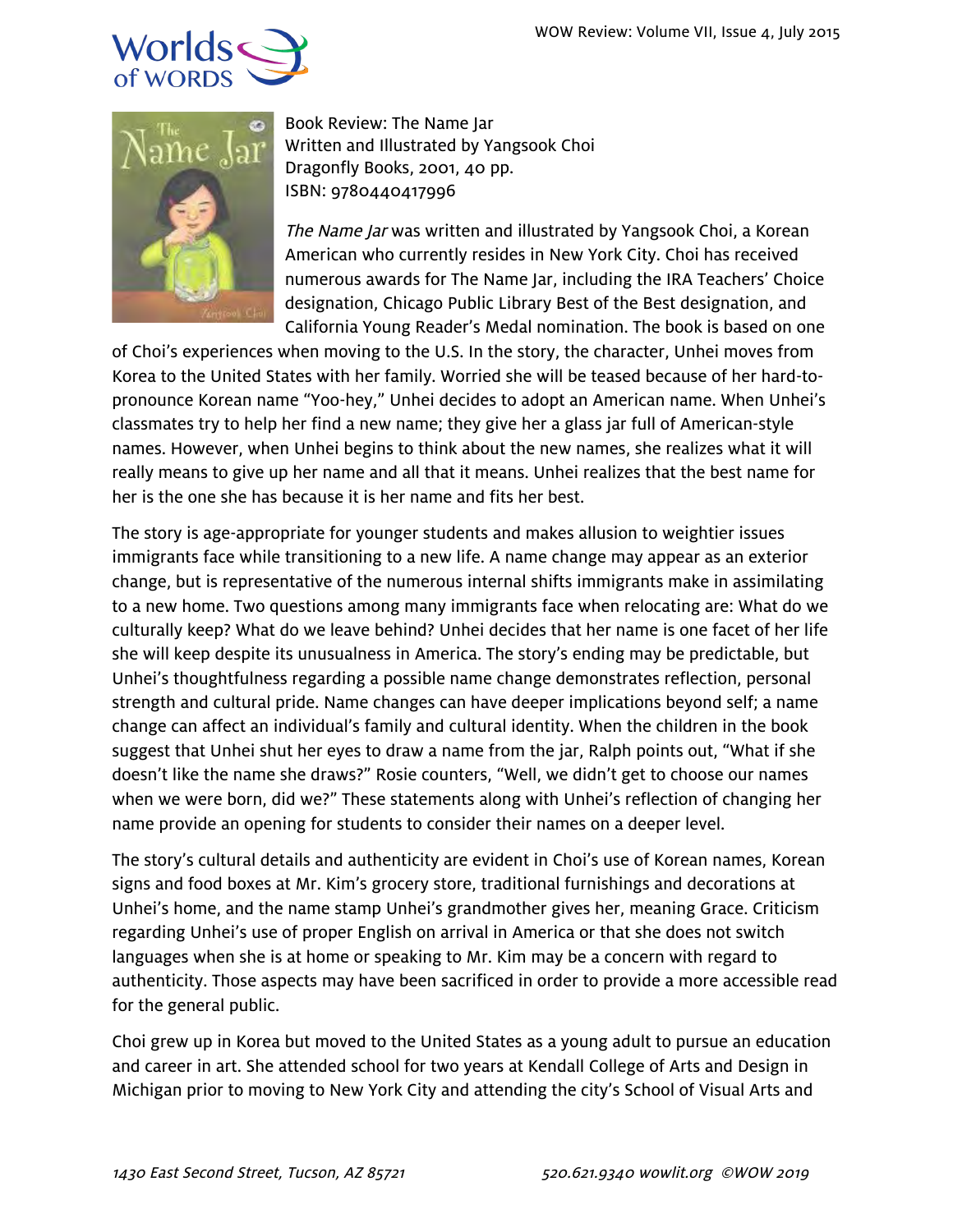Book Review: The Name Jar
Written and Illustrated by Yangsook Choi
Dragonfly Books, 2001, 40 pp.
ISBN: 9780440417996

*The Name Jar* was written and illustrated by Yangsook Choi, a Korean American who currently resides in New York City. Choi has received numerous awards for The Name Jar, including the IRA Teachers' Choice designation, Chicago Public Library Best of the Best designation, and California Young Reader's Medal nomination. The book is based on one of Choi's experiences when moving to the U.S. In the story, the character, Unhei moves from Korea to the United States with her family. Worried she will be teased because of her hard-to-pronounce Korean name "Yoo-hey," Unhei decides to adopt an American name. When Unhei's classmates try to help her find a new name; they give her a glass jar full of American-style names. However, when Unhei begins to think about the new names, she realizes what it will really means to give up her name and all that it means. Unhei realizes that the best name for her is the one she has because it is her name and fits her best.

The story is age-appropriate for younger students and makes allusion to weightier issues immigrants face while transitioning to a new life. A name change may appear as an exterior change, but is representative of the numerous internal shifts immigrants make in assimilating to a new home. Two questions among many immigrants face when relocating are: What do we culturally keep? What do we leave behind? Unhei decides that her name is one facet of her life she will keep despite its unusualness in America. The story's ending may be predictable, but Unhei's thoughtfulness regarding a possible name change demonstrates reflection, personal strength and cultural pride. Name changes can have deeper implications beyond self; a name change can affect an individual's family and cultural identity. When the children in the book suggest that Unhei shut her eyes to draw a name from the jar, Ralph points out, "What if she doesn't like the name she draws?" Rosie counters, "Well, we didn't get to choose our names when we were born, did we?" These statements along with Unhei's reflection of changing her name provide an opening for students to consider their names on a deeper level.

The story's cultural details and authenticity are evident in Choi's use of Korean names, Korean signs and food boxes at Mr. Kim's grocery store, traditional furnishings and decorations at Unhei's home, and the name stamp Unhei's grandmother gives her, meaning Grace. Criticism regarding Unhei's use of proper English on arrival in America or that she does not switch languages when she is at home or speaking to Mr. Kim may be a concern with regard to authenticity. Those aspects may have been sacrificed in order to provide a more accessible read for the general public.

Choi grew up in Korea but moved to the United States as a young adult to pursue an education and career in art. She attended school for two years at Kendall College of Arts and Design in Michigan prior to moving to New York City and attending the city's School of Visual Arts and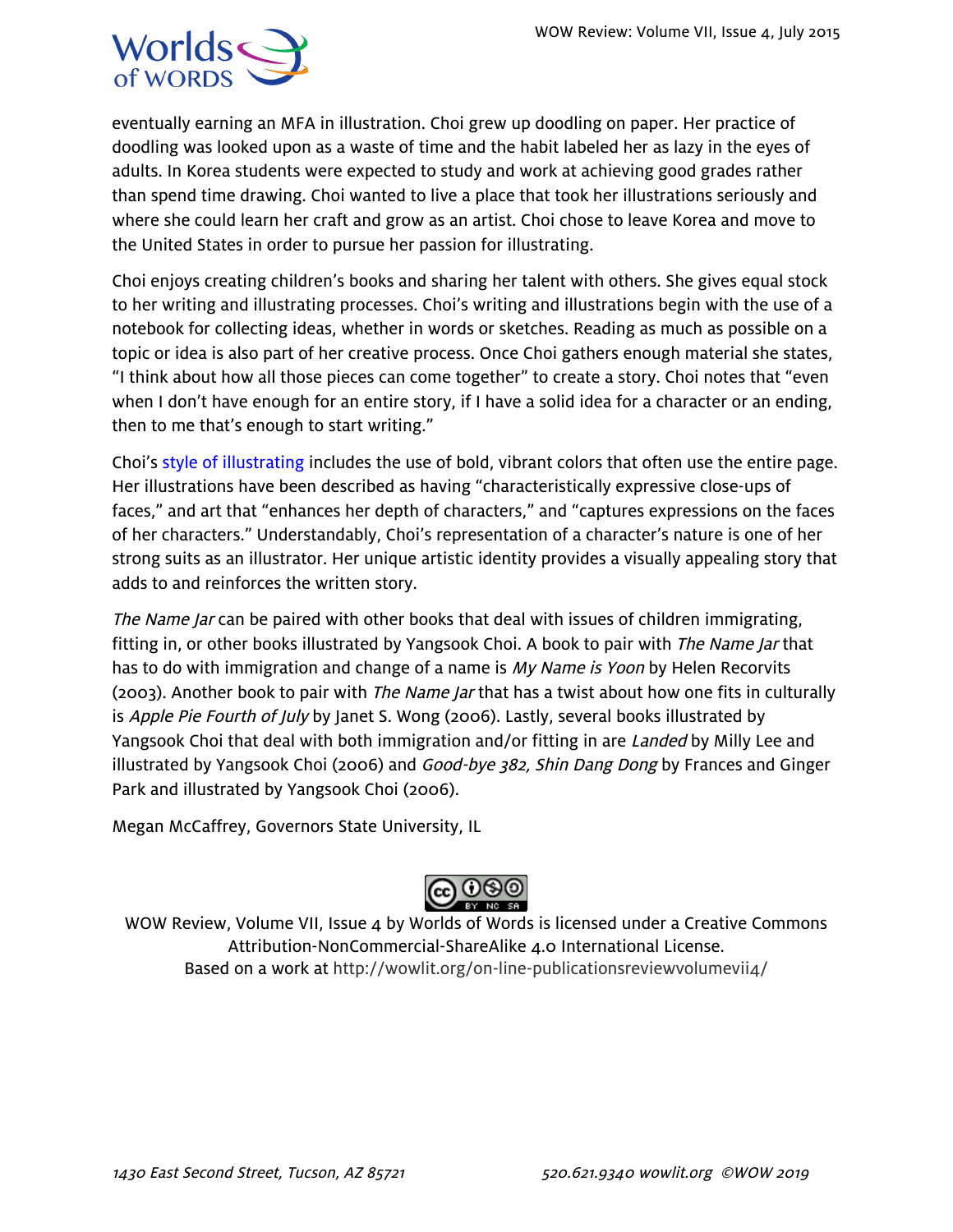eventually earning an MFA in illustration. Choi grew up doodling on paper. Her practice of doodling was looked upon as a waste of time and the habit labeled her as lazy in the eyes of adults. In Korea students were expected to study and work at achieving good grades rather than spend time drawing. Choi wanted to live a place that took her illustrations seriously and where she could learn her craft and grow as an artist. Choi chose to leave Korea and move to the United States in order to pursue her passion for illustrating.

Choi enjoys creating children's books and sharing her talent with others. She gives equal stock to her writing and illustrating processes. Choi's writing and illustrations begin with the use of a notebook for collecting ideas, whether in words or sketches. Reading as much as possible on a topic or idea is also part of her creative process. Once Choi gathers enough material she states, "I think about how all those pieces can come together" to create a story. Choi notes that "even when I don't have enough for an entire story, if I have a solid idea for a character or an ending, then to me that's enough to start writing."

Choi's style of illustrating includes the use of bold, vibrant colors that often use the entire page. Her illustrations have been described as having "characteristically expressive close-ups of faces," and art that "enhances her depth of characters," and "captures expressions on the faces of her characters." Understandably, Choi's representation of a character's nature is one of her strong suits as an illustrator. Her unique artistic identity provides a visually appealing story that adds to and reinforces the written story.

*The Name Jar* can be paired with other books that deal with issues of children immigrating, fitting in, or other books illustrated by Yangsook Choi. A book to pair with *The Name Jar* that has to do with immigration and change of a name is *My Name is Yoon* by Helen Recorvits (2003). Another book to pair with *The Name Jar* that has a twist about how one fits in culturally is *Apple Pie Fourth of July* by Janet S. Wong (2006). Lastly, several books illustrated by Yangsook Choi that deal with both immigration and/or fitting in are *Landed* by Milly Lee and illustrated by Yangsook Choi (2006) and *Good-bye 382, Shin Dang Dong* by Frances and Ginger Park and illustrated by Yangsook Choi (2006).

Megan McCaffrey, Governors State University, IL

WOW Review, Volume VII, Issue 4 by Worlds of Words is licensed under a Creative Commons Attribution-NonCommercial-ShareAlike 4.0 International License.
Based on a work at http://wowlit.org/on-line-publicationsreviewvolumevii4/